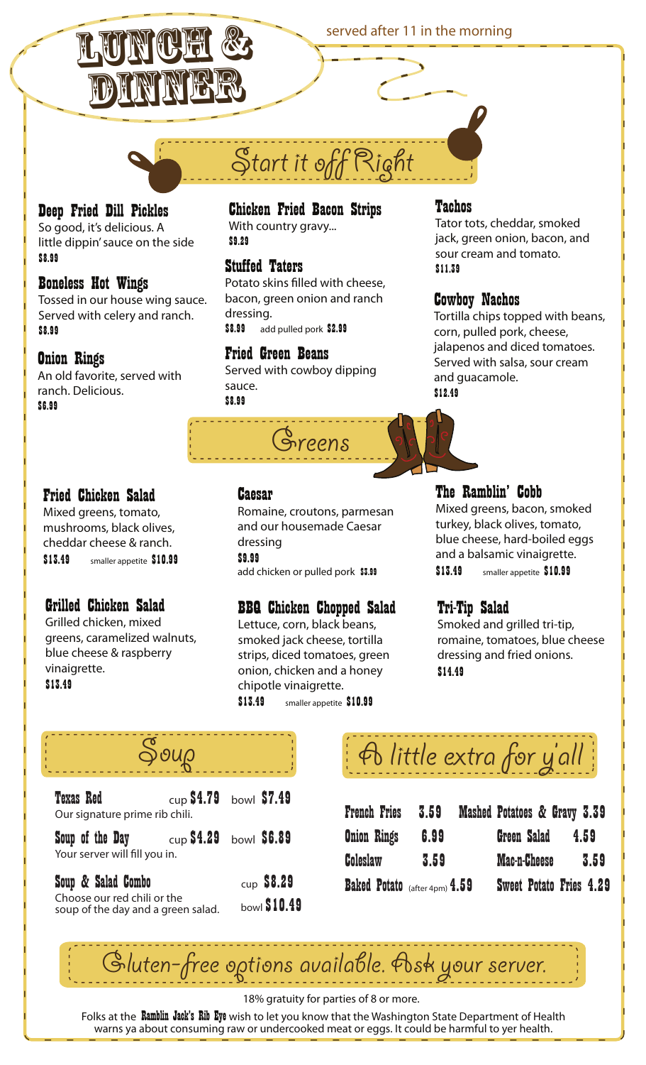# LUNCH & DINNER

served after 11 in the morning

## Start it off Right

### Deep Fried Dill Pickles
So good, it's delicious. A little dippin' sauce on the side
**$8.99**

### Boneless Hot Wings
Tossed in our house wing sauce. Served with celery and ranch.
**$8.99**

### Onion Rings
An old favorite, served with ranch. Delicious.
**$6.99**

### Chicken Fried Bacon Strips
With country gravy...
**$9.29**

### Stuffed Taters
Potato skins filled with cheese, bacon, green onion and ranch dressing.
**$8.99** add pulled pork **$2.99**

### Fried Green Beans
Served with cowboy dipping sauce.
**$8.99**

### Tachos
Tator tots, cheddar, smoked jack, green onion, bacon, and sour cream and tomato.
**$11.39**

### Cowboy Nachos
Tortilla chips topped with beans, corn, pulled pork, cheese, jalapenos and diced tomatoes. Served with salsa, sour cream and guacamole.
**$12.49**

## Greens

### Fried Chicken Salad
Mixed greens, tomato, mushrooms, black olives, cheddar cheese & ranch.
**$13.49** smaller appetite **$10.99**

### Grilled Chicken Salad
Grilled chicken, mixed greens, caramelized walnuts, blue cheese & raspberry vinaigrette.
**$13.49**

### Caesar
Romaine, croutons, parmesan and our housemade Caesar dressing
**$9.99**
add chicken or pulled pork **$3.99**

### BBQ Chicken Chopped Salad
Lettuce, corn, black beans, smoked jack cheese, tortilla strips, diced tomatoes, green onion, chicken and a honey chipotle vinaigrette.
**$13.49** smaller appetite **$10.99**

### The Ramblin' Cobb
Mixed greens, bacon, smoked turkey, black olives, tomato, blue cheese, hard-boiled eggs and a balsamic vinaigrette.
**$13.49** smaller appetite **$10.99**

### Tri-Tip Salad
Smoked and grilled tri-tip, romaine, tomatoes, blue cheese dressing and fried onions.
**$14.49**

## Soup

**Texas Red** cup **$4.79** bowl **$7.49**
Our signature prime rib chili.

**Soup of the Day** cup **$4.29** bowl **$6.89**
Your server will fill you in.

**Soup & Salad Combo** cup **$8.29** bowl **$10.49**
Choose our red chili or the soup of the day and a green salad.

## A little extra for y'all

| | | | |
|---|---|---|---|
| French Fries | 3.59 | Mashed Potatoes & Gravy | 3.39 |
| Onion Rings | 6.99 | Green Salad | 4.59 |
| Coleslaw | 3.59 | Mac-n-Cheese | 3.59 |
| Baked Potato (after 4pm) | 4.59 | Sweet Potato Fries | 4.29 |

## Gluten-free options available. Ask your server.

18% gratuity for parties of 8 or more.

Folks at the **Ramblin Jack's Rib Eye** wish to let you know that the Washington State Department of Health warns ya about consuming raw or undercooked meat or eggs. It could be harmful to yer health.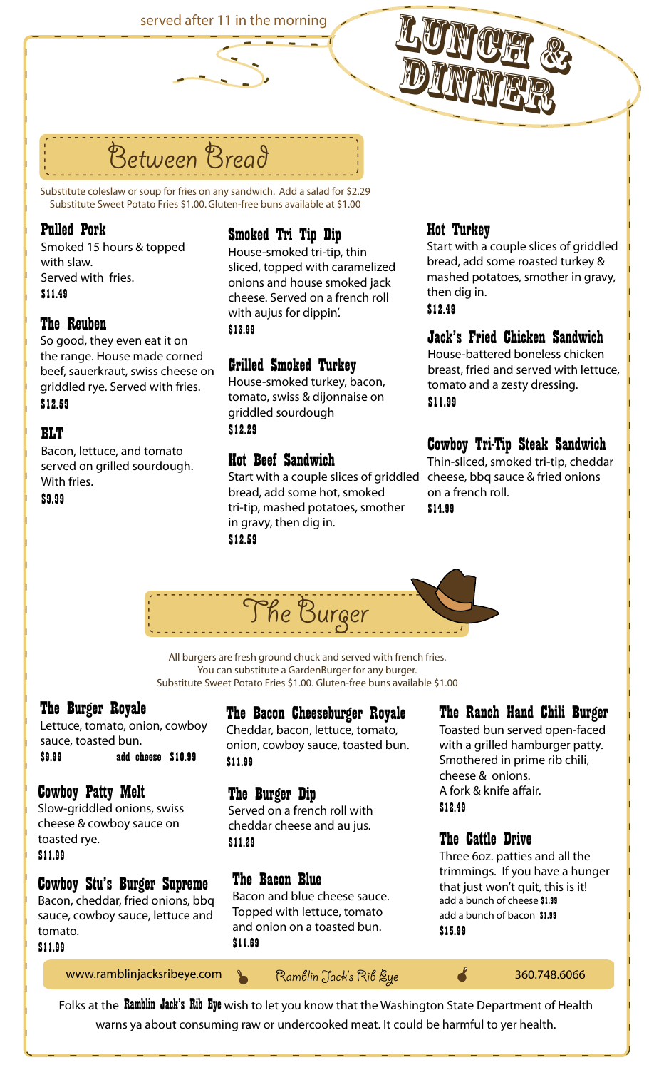served after 11 in the morning

# LUNCH & DINNER

## Between Bread

Substitute coleslaw or soup for fries on any sandwich. Add a salad for $2.29
Substitute Sweet Potato Fries $1.00. Gluten-free buns available at $1.00

### Pulled Pork
Smoked 15 hours & topped with slaw.
Served with fries.
**$11.49**

### The Reuben
So good, they even eat it on the range. House made corned beef, sauerkraut, swiss cheese on griddled rye. Served with fries.
**$12.59**

### BLT
Bacon, lettuce, and tomato served on grilled sourdough. With fries.
**$9.99**

### Smoked Tri Tip Dip
House-smoked tri-tip, thin sliced, topped with caramelized onions and house smoked jack cheese. Served on a french roll with aujus for dippin'.
**$13.99**

### Grilled Smoked Turkey
House-smoked turkey, bacon, tomato, swiss & dijonnaise on griddled sourdough
**$12.29**

### Hot Beef Sandwich
Start with a couple slices of griddled bread, add some hot, smoked tri-tip, mashed potatoes, smother in gravy, then dig in.
**$12.59**

### Hot Turkey
Start with a couple slices of griddled bread, add some roasted turkey & mashed potatoes, smother in gravy, then dig in.
**$12.49**

### Jack's Fried Chicken Sandwich
House-battered boneless chicken breast, fried and served with lettuce, tomato and a zesty dressing.
**$11.99**

### Cowboy Tri-Tip Steak Sandwich
Thin-sliced, smoked tri-tip, cheddar cheese, bbq sauce & fried onions on a french roll.
**$14.99**

## The Burger

All burgers are fresh ground chuck and served with french fries.
You can substitute a GardenBurger for any burger.
Substitute Sweet Potato Fries $1.00. Gluten-free buns available $1.00

### The Burger Royale
Lettuce, tomato, onion, cowboy sauce, toasted bun.
**$9.99** add cheese **$10.99**

### Cowboy Patty Melt
Slow-griddled onions, swiss cheese & cowboy sauce on toasted rye.
**$11.99**

### Cowboy Stu's Burger Supreme
Bacon, cheddar, fried onions, bbq sauce, cowboy sauce, lettuce and tomato.
**$11.99**

### The Bacon Cheeseburger Royale
Cheddar, bacon, lettuce, tomato, onion, cowboy sauce, toasted bun.
**$11.99**

### The Burger Dip
Served on a french roll with cheddar cheese and au jus.
**$11.29**

### The Bacon Blue
Bacon and blue cheese sauce. Topped with lettuce, tomato and onion on a toasted bun.
**$11.69**

### The Ranch Hand Chili Burger
Toasted bun served open-faced with a grilled hamburger patty. Smothered in prime rib chili, cheese & onions.
A fork & knife affair.
**$12.49**

### The Cattle Drive
Three 6oz. patties and all the trimmings. If you have a hunger that just won't quit, this is it!
add a bunch of cheese **$1.99**
add a bunch of bacon **$1.99**
**$15.99**

www.ramblinjacksribeye.com — Ramblin Jack's Rib Eye — 360.748.6066

Folks at the **Ramblin Jack's Rib Eye** wish to let you know that the Washington State Department of Health warns ya about consuming raw or undercooked meat. It could be harmful to yer health.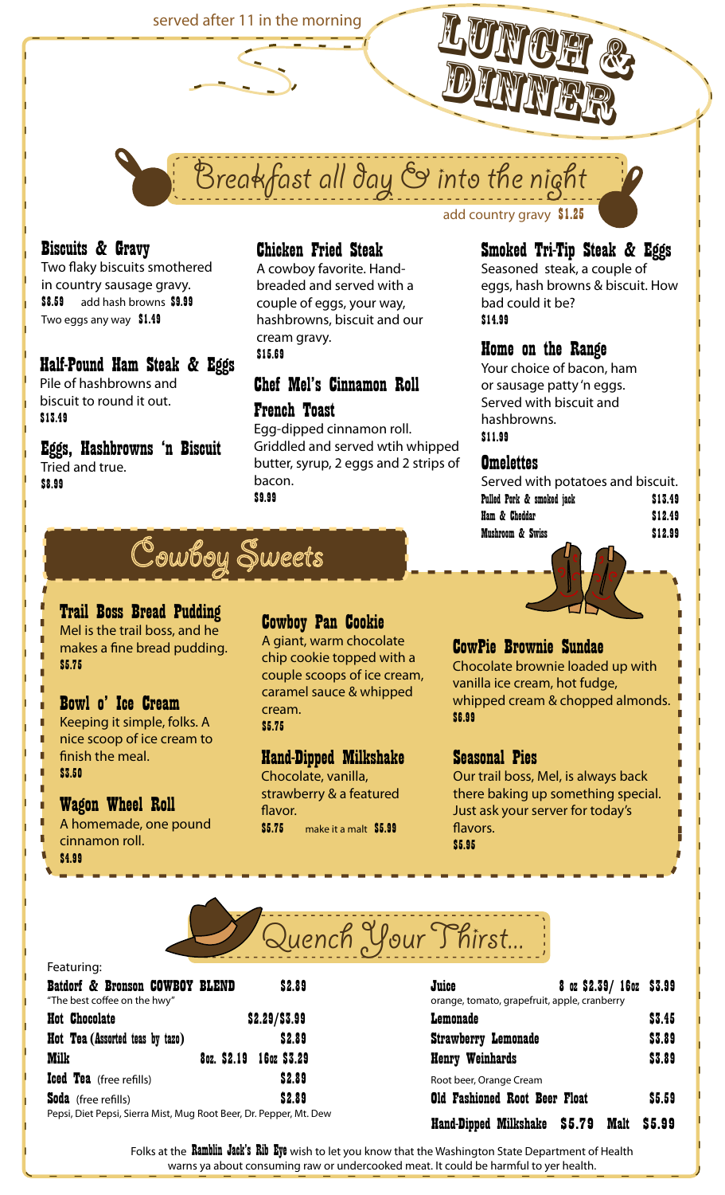served after 11 in the morning

# LUNCH & DINNER

## Breakfast all day & into the night

add country gravy **$1.25**

### Biscuits & Gravy
Two flaky biscuits smothered in country sausage gravy.
**$8.59** add hash browns **$9.99**
Two eggs any way **$1.49**

### Half-Pound Ham Steak & Eggs
Pile of hashbrowns and biscuit to round it out.
**$13.49**

### Eggs, Hashbrowns 'n Biscuit
Tried and true.
**$8.99**

### Chicken Fried Steak
A cowboy favorite. Hand-breaded and served with a couple of eggs, your way, hashbrowns, biscuit and our cream gravy.
**$15.69**

### Chef Mel's Cinnamon Roll French Toast
Egg-dipped cinnamon roll. Griddled and served wtih whipped butter, syrup, 2 eggs and 2 strips of bacon.
**$9.99**

### Smoked Tri-Tip Steak & Eggs
Seasoned steak, a couple of eggs, hash browns & biscuit. How bad could it be?
**$14.99**

### Home on the Range
Your choice of bacon, ham or sausage patty 'n eggs. Served with biscuit and hashbrowns.
**$11.99**

### Omelettes
Served with potatoes and biscuit.

| | |
|---|---|
| Pulled Pork & smoked jack | $13.49 |
| Ham & Cheddar | $12.49 |
| Mushroom & Swiss | $12.99 |

## Cowboy Sweets

### Trail Boss Bread Pudding
Mel is the trail boss, and he makes a fine bread pudding.
**$5.75**

### Bowl o' Ice Cream
Keeping it simple, folks. A nice scoop of ice cream to finish the meal.
**$3.50**

### Wagon Wheel Roll
A homemade, one pound cinnamon roll.
**$4.99**

### Cowboy Pan Cookie
A giant, warm chocolate chip cookie topped with a couple scoops of ice cream, caramel sauce & whipped cream.
**$5.75**

### Hand-Dipped Milkshake
Chocolate, vanilla, strawberry & a featured flavor.
**$5.75** make it a malt **$5.99**

### CowPie Brownie Sundae
Chocolate brownie loaded up with vanilla ice cream, hot fudge, whipped cream & chopped almonds.
**$6.99**

### Seasonal Pies
Our trail boss, Mel, is always back there baking up something special. Just ask your server for today's flavors.
**$5.95**

## Quench Your Thirst...

Featuring:

**Batdorf & Bronson COWBOY BLEND** **$2.89**
"The best coffee on the hwy"

**Hot Chocolate** **$2.29/$3.99**

**Hot Tea (Assorted teas by tazo)** **$2.89**

**Milk** **8oz. $2.19 16oz $3.29**

**Iced Tea** (free refills) **$2.89**

**Soda** (free refills) **$2.89**
Pepsi, Diet Pepsi, Sierra Mist, Mug Root Beer, Dr. Pepper, Mt. Dew

**Juice** **8 oz $2.39/ 16oz $3.99**
orange, tomato, grapefruit, apple, cranberry

**Lemonade** **$3.45**

**Strawberry Lemonade** **$3.89**

**Henry Weinhards** **$3.89**
Root beer, Orange Cream

**Old Fashioned Root Beer Float** **$5.59**

**Hand-Dipped Milkshake** **$5.79** **Malt** **$5.99**

Folks at the **Ramblin Jack's Rib Eye** wish to let you know that the Washington State Department of Health warns ya about consuming raw or undercooked meat. It could be harmful to yer health.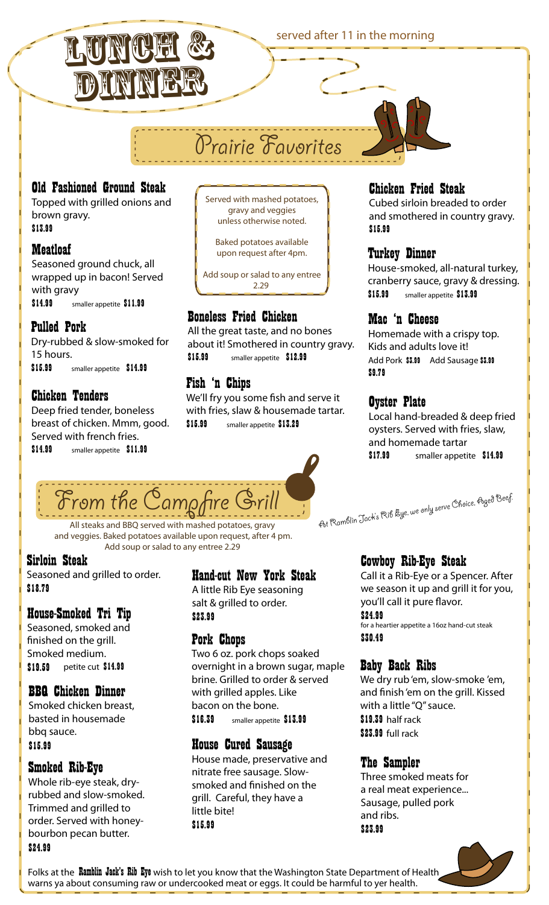# LUNCH & DINNER

served after 11 in the morning

## Prairie Favorites

Served with mashed potatoes, gravy and veggies unless otherwise noted.

Baked potatoes available upon request after 4pm.

Add soup or salad to any entree 2.29

### Old Fashioned Ground Steak
Topped with grilled onions and brown gravy.
**$13.99**

### Meatloaf
Seasoned ground chuck, all wrapped up in bacon! Served with gravy
**$14.99** smaller appetite **$11.99**

### Pulled Pork
Dry-rubbed & slow-smoked for 15 hours.
**$15.99** smaller appetite **$14.99**

### Chicken Tenders
Deep fried tender, boneless breast of chicken. Mmm, good. Served with french fries.
**$14.99** smaller appetite **$11.99**

### Boneless Fried Chicken
All the great taste, and no bones about it! Smothered in country gravy.
**$15.99** smaller appetite **$12.99**

### Fish 'n Chips
We'll fry you some fish and serve it with fries, slaw & housemade tartar.
**$15.99** smaller appetite **$13.29**

### Chicken Fried Steak
Cubed sirloin breaded to order and smothered in country gravy.
**$15.99**

### Turkey Dinner
House-smoked, all-natural turkey, cranberry sauce, gravy & dressing.
**$15.99** smaller appetite **$13.99**

### Mac 'n Cheese
Homemade with a crispy top. Kids and adults love it!
Add Pork **$3.99** Add Sausage **$3.99**
**$9.79**

### Oyster Plate
Local hand-breaded & deep fried oysters. Served with fries, slaw, and homemade tartar
**$17.99** smaller appetite **$14.99**

## From the Campfire Grill

All steaks and BBQ served with mashed potatoes, gravy and veggies. Baked potatoes available upon request, after 4 pm. Add soup or salad to any entree 2.29

At Ramblin Jack's Rib Eye, we only serve Choice, Aged Beef.

### Sirloin Steak
Seasoned and grilled to order.
**$18.79**

### House-Smoked Tri Tip
Seasoned, smoked and finished on the grill. Smoked medium.
**$19.59** petite cut **$14.99**

### BBQ Chicken Dinner
Smoked chicken breast, basted in housemade bbq sauce.
**$15.99**

### Smoked Rib-Eye
Whole rib-eye steak, dry-rubbed and slow-smoked. Trimmed and grilled to order. Served with honey-bourbon pecan butter.
**$24.99**

### Hand-cut New York Steak
A little Rib Eye seasoning salt & grilled to order.
**$23.99**

### Pork Chops
Two 6 oz. pork chops soaked overnight in a brown sugar, maple brine. Grilled to order & served with grilled apples. Like bacon on the bone.
**$16.39** smaller appetite **$13.99**

### House Cured Sausage
House made, preservative and nitrate free sausage. Slow-smoked and finished on the grill. Careful, they have a little bite!
**$15.99**

### Cowboy Rib-Eye Steak
Call it a Rib-Eye or a Spencer. After we season it up and grill it for you, you'll call it pure flavor.
**$24.99**
for a heartier appetite a 16oz hand-cut steak
**$30.49**

### Baby Back Ribs
We dry rub 'em, slow-smoke 'em, and finish 'em on the grill. Kissed with a little "Q" sauce.
**$19.39** half rack
**$23.99** full rack

### The Sampler
Three smoked meats for a real meat experience... Sausage, pulled pork and ribs.
**$23.99**

Folks at the **Ramblin Jack's Rib Eye** wish to let you know that the Washington State Department of Health warns ya about consuming raw or undercooked meat or eggs. It could be harmful to yer health.